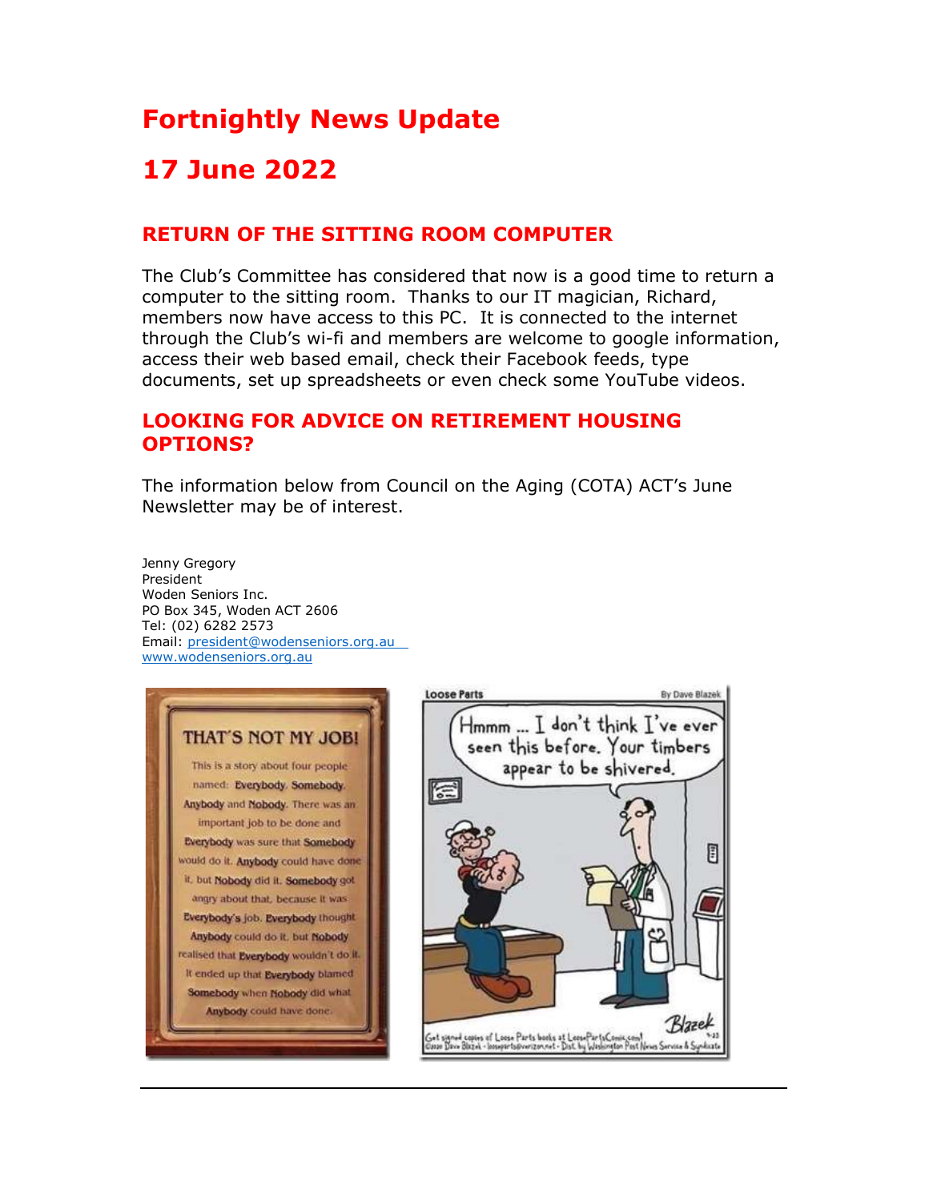# Fortnightly News Update

# 17 June 2022

## RETURN OF THE SITTING ROOM COMPUTER

The Club's Committee has considered that now is a good time to return a computer to the sitting room. Thanks to our IT magician, Richard, members now have access to this PC. It is connected to the internet through the Club's wi-fi and members are welcome to google information, access their web based email, check their Facebook feeds, type documents, set up spreadsheets or even check some YouTube videos.

## LOOKING FOR ADVICE ON RETIREMENT HOUSING OPTIONS?

The information below from Council on the Aging (COTA) ACT's June Newsletter may be of interest.

Jenny Gregory
President
Woden Seniors Inc.
PO Box 345, Woden ACT 2606
Tel: (02) 6282 2573
Email: president@wodenseniors.org.au
www.wodenseniors.org.au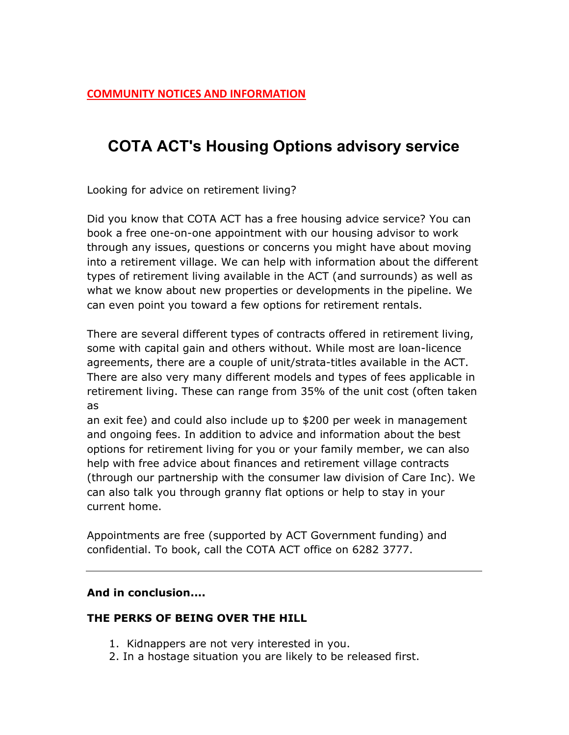**COMMUNITY NOTICES AND INFORMATION**

# COTA ACT's Housing Options advisory service

Looking for advice on retirement living?

Did you know that COTA ACT has a free housing advice service? You can book a free one-on-one appointment with our housing advisor to work through any issues, questions or concerns you might have about moving into a retirement village. We can help with information about the different types of retirement living available in the ACT (and surrounds) as well as what we know about new properties or developments in the pipeline. We can even point you toward a few options for retirement rentals.

There are several different types of contracts offered in retirement living, some with capital gain and others without. While most are loan-licence agreements, there are a couple of unit/strata-titles available in the ACT. There are also very many different models and types of fees applicable in retirement living. These can range from 35% of the unit cost (often taken as an exit fee) and could also include up to $200 per week in management and ongoing fees. In addition to advice and information about the best options for retirement living for you or your family member, we can also help with free advice about finances and retirement village contracts (through our partnership with the consumer law division of Care Inc). We can also talk you through granny flat options or help to stay in your current home.

Appointments are free (supported by ACT Government funding) and confidential. To book, call the COTA ACT office on 6282 3777.

---

**And in conclusion....**

**THE PERKS OF BEING OVER THE HILL**

1. Kidnappers are not very interested in you.
2. In a hostage situation you are likely to be released first.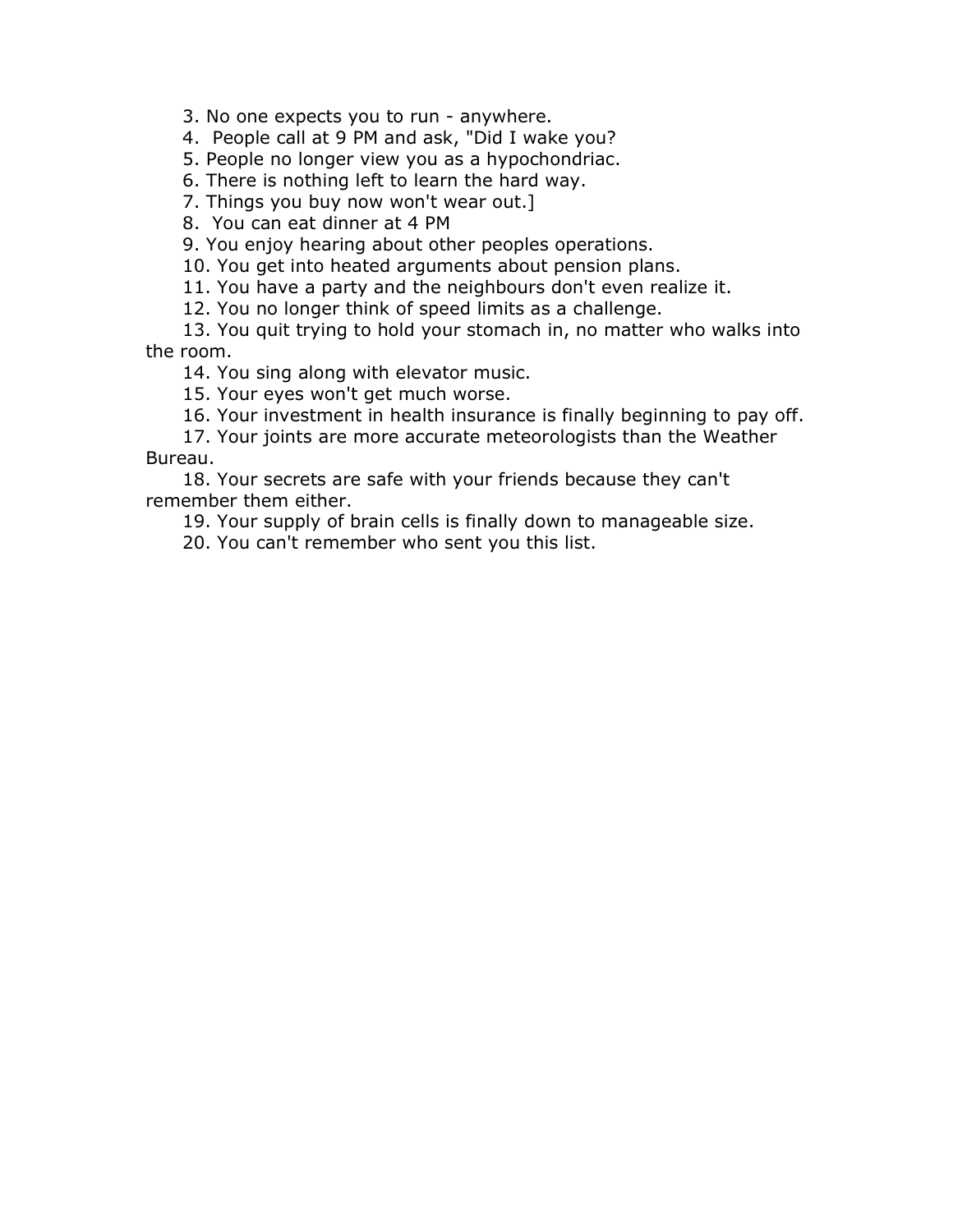3. No one expects you to run - anywhere.
4. People call at 9 PM and ask, "Did I wake you?
5. People no longer view you as a hypochondriac.
6. There is nothing left to learn the hard way.
7. Things you buy now won't wear out.]
8. You can eat dinner at 4 PM
9. You enjoy hearing about other peoples operations.
10. You get into heated arguments about pension plans.
11. You have a party and the neighbours don't even realize it.
12. You no longer think of speed limits as a challenge.
13. You quit trying to hold your stomach in, no matter who walks into the room.
14. You sing along with elevator music.
15. Your eyes won't get much worse.
16. Your investment in health insurance is finally beginning to pay off.
17. Your joints are more accurate meteorologists than the Weather Bureau.
18. Your secrets are safe with your friends because they can't remember them either.
19. Your supply of brain cells is finally down to manageable size.
20. You can't remember who sent you this list.